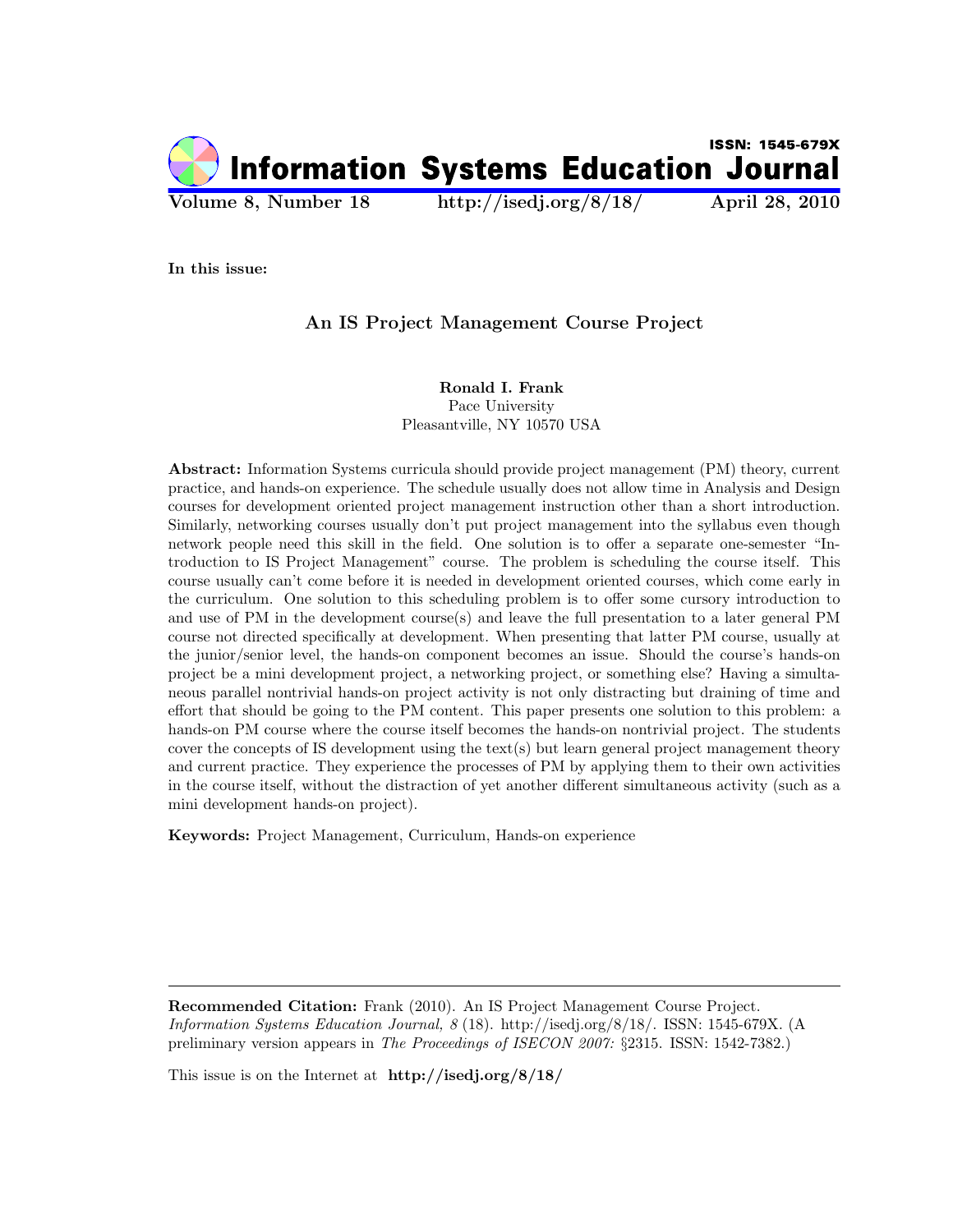ISSN: 1545-679X

# Information Systems Education Journal

**Volume 8, Number 18** **http://isedj.org/8/18/** **April 28, 2010**

**In this issue:**

## An IS Project Management Course Project

**Ronald I. Frank**
Pace University
Pleasantville, NY 10570 USA

**Abstract:** Information Systems curricula should provide project management (PM) theory, current practice, and hands-on experience. The schedule usually does not allow time in Analysis and Design courses for development oriented project management instruction other than a short introduction. Similarly, networking courses usually don't put project management into the syllabus even though network people need this skill in the field. One solution is to offer a separate one-semester "Introduction to IS Project Management" course. The problem is scheduling the course itself. This course usually can't come before it is needed in development oriented courses, which come early in the curriculum. One solution to this scheduling problem is to offer some cursory introduction to and use of PM in the development course(s) and leave the full presentation to a later general PM course not directed specifically at development. When presenting that latter PM course, usually at the junior/senior level, the hands-on component becomes an issue. Should the course's hands-on project be a mini development project, a networking project, or something else? Having a simultaneous parallel nontrivial hands-on project activity is not only distracting but draining of time and effort that should be going to the PM content. This paper presents one solution to this problem: a hands-on PM course where the course itself becomes the hands-on nontrivial project. The students cover the concepts of IS development using the text(s) but learn general project management theory and current practice. They experience the processes of PM by applying them to their own activities in the course itself, without the distraction of yet another different simultaneous activity (such as a mini development hands-on project).

**Keywords:** Project Management, Curriculum, Hands-on experience

---

**Recommended Citation:** Frank (2010). An IS Project Management Course Project. *Information Systems Education Journal, 8* (18). http://isedj.org/8/18/. ISSN: 1545-679X. (A preliminary version appears in *The Proceedings of ISECON 2007:* §2315. ISSN: 1542-7382.)

This issue is on the Internet at **http://isedj.org/8/18/**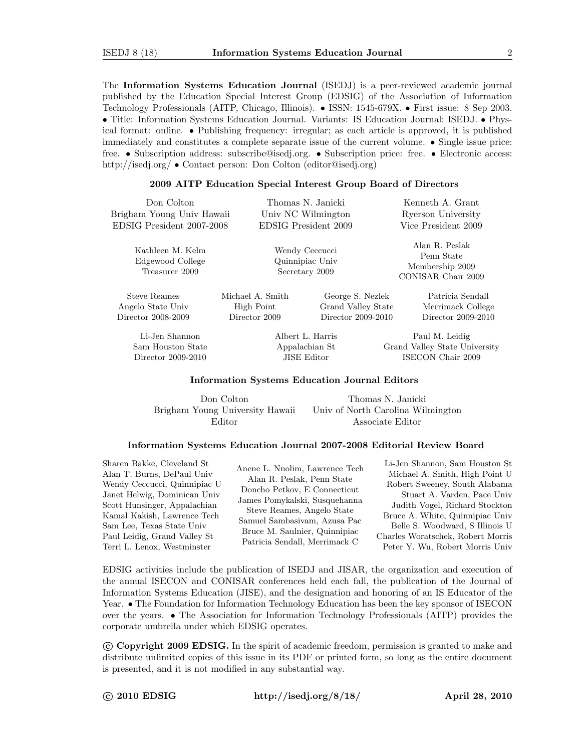The **Information Systems Education Journal** (ISEDJ) is a peer-reviewed academic journal published by the Education Special Interest Group (EDSIG) of the Association of Information Technology Professionals (AITP, Chicago, Illinois). • ISSN: 1545-679X. • First issue: 8 Sep 2003. • Title: Information Systems Education Journal. Variants: IS Education Journal; ISEDJ. • Physical format: online. • Publishing frequency: irregular; as each article is approved, it is published immediately and constitutes a complete separate issue of the current volume. • Single issue price: free. • Subscription address: subscribe@isedj.org. • Subscription price: free. • Electronic access: http://isedj.org/ • Contact person: Don Colton (editor@isedj.org)

### 2009 AITP Education Special Interest Group Board of Directors

Don Colton
Brigham Young Univ Hawaii
EDSIG President 2007-2008

Thomas N. Janicki
Univ NC Wilmington
EDSIG President 2009

Kenneth A. Grant
Ryerson University
Vice President 2009

Kathleen M. Kelm
Edgewood College
Treasurer 2009

Wendy Ceccucci
Quinnipiac Univ
Secretary 2009

Alan R. Peslak
Penn State
Membership 2009
CONISAR Chair 2009

Steve Reames
Angelo State Univ
Director 2008-2009

Michael A. Smith
High Point
Director 2009

George S. Nezlek
Grand Valley State
Director 2009-2010

Patricia Sendall
Merrimack College
Director 2009-2010

Li-Jen Shannon
Sam Houston State
Director 2009-2010

Albert L. Harris
Appalachian St
JISE Editor

Paul M. Leidig
Grand Valley State University
ISECON Chair 2009

### Information Systems Education Journal Editors

Don Colton
Brigham Young University Hawaii
Editor

Thomas N. Janicki
Univ of North Carolina Wilmington
Associate Editor

### Information Systems Education Journal 2007-2008 Editorial Review Board

Sharen Bakke, Cleveland St
Alan T. Burns, DePaul Univ
Wendy Ceccucci, Quinnipiac U
Janet Helwig, Dominican Univ
Scott Hunsinger, Appalachian
Kamal Kakish, Lawrence Tech
Sam Lee, Texas State Univ
Paul Leidig, Grand Valley St
Terri L. Lenox, Westminster
Anene L. Nnolim, Lawrence Tech
Alan R. Peslak, Penn State
Doncho Petkov, E Connecticut
James Pomykalski, Susquehanna
Steve Reames, Angelo State
Samuel Sambasivam, Azusa Pac
Bruce M. Saulnier, Quinnipiac
Patricia Sendall, Merrimack C
Li-Jen Shannon, Sam Houston St
Michael A. Smith, High Point U
Robert Sweeney, South Alabama
Stuart A. Varden, Pace Univ
Judith Vogel, Richard Stockton
Bruce A. White, Quinnipiac Univ
Belle S. Woodward, S Illinois U
Charles Woratschek, Robert Morris
Peter Y. Wu, Robert Morris Univ

EDSIG activities include the publication of ISEDJ and JISAR, the organization and execution of the annual ISECON and CONISAR conferences held each fall, the publication of the Journal of Information Systems Education (JISE), and the designation and honoring of an IS Educator of the Year. • The Foundation for Information Technology Education has been the key sponsor of ISECON over the years. • The Association for Information Technology Professionals (AITP) provides the corporate umbrella under which EDSIG operates.

**© Copyright 2009 EDSIG.** In the spirit of academic freedom, permission is granted to make and distribute unlimited copies of this issue in its PDF or printed form, so long as the entire document is presented, and it is not modified in any substantial way.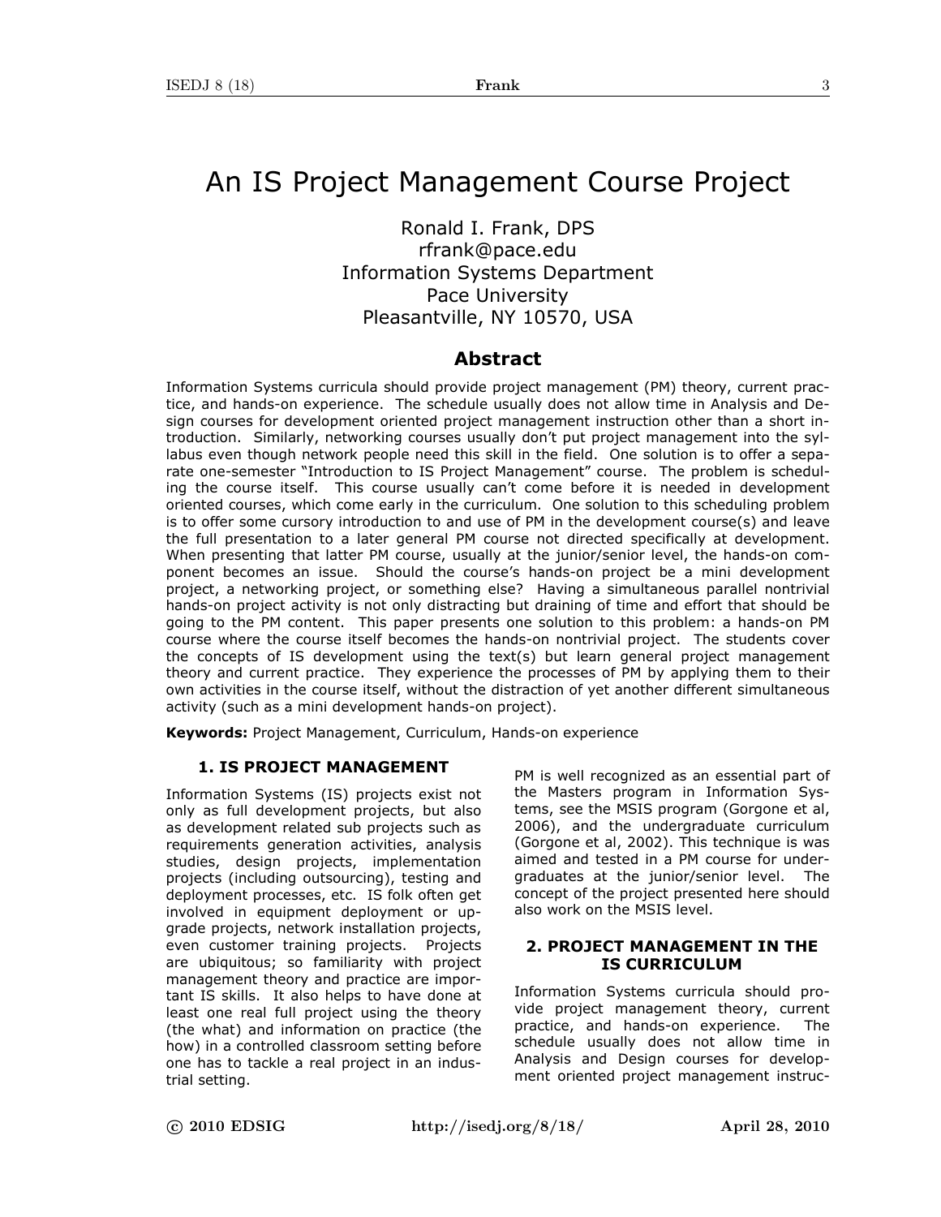# An IS Project Management Course Project

Ronald I. Frank, DPS
rfrank@pace.edu
Information Systems Department
Pace University
Pleasantville, NY 10570, USA

## Abstract

Information Systems curricula should provide project management (PM) theory, current practice, and hands-on experience. The schedule usually does not allow time in Analysis and Design courses for development oriented project management instruction other than a short introduction. Similarly, networking courses usually don't put project management into the syllabus even though network people need this skill in the field. One solution is to offer a separate one-semester "Introduction to IS Project Management" course. The problem is scheduling the course itself. This course usually can't come before it is needed in development oriented courses, which come early in the curriculum. One solution to this scheduling problem is to offer some cursory introduction to and use of PM in the development course(s) and leave the full presentation to a later general PM course not directed specifically at development. When presenting that latter PM course, usually at the junior/senior level, the hands-on component becomes an issue. Should the course's hands-on project be a mini development project, a networking project, or something else? Having a simultaneous parallel nontrivial hands-on project activity is not only distracting but draining of time and effort that should be going to the PM content. This paper presents one solution to this problem: a hands-on PM course where the course itself becomes the hands-on nontrivial project. The students cover the concepts of IS development using the text(s) but learn general project management theory and current practice. They experience the processes of PM by applying them to their own activities in the course itself, without the distraction of yet another different simultaneous activity (such as a mini development hands-on project).

**Keywords:** Project Management, Curriculum, Hands-on experience

## 1. IS PROJECT MANAGEMENT

Information Systems (IS) projects exist not only as full development projects, but also as development related sub projects such as requirements generation activities, analysis studies, design projects, implementation projects (including outsourcing), testing and deployment processes, etc. IS folk often get involved in equipment deployment or upgrade projects, network installation projects, even customer training projects. Projects are ubiquitous; so familiarity with project management theory and practice are important IS skills. It also helps to have done at least one real full project using the theory (the what) and information on practice (the how) in a controlled classroom setting before one has to tackle a real project in an industrial setting.

PM is well recognized as an essential part of the Masters program in Information Systems, see the MSIS program (Gorgone et al, 2006), and the undergraduate curriculum (Gorgone et al, 2002). This technique is was aimed and tested in a PM course for undergraduates at the junior/senior level. The concept of the project presented here should also work on the MSIS level.

## 2. PROJECT MANAGEMENT IN THE IS CURRICULUM

Information Systems curricula should provide project management theory, current practice, and hands-on experience. The schedule usually does not allow time in Analysis and Design courses for development oriented project management instruc-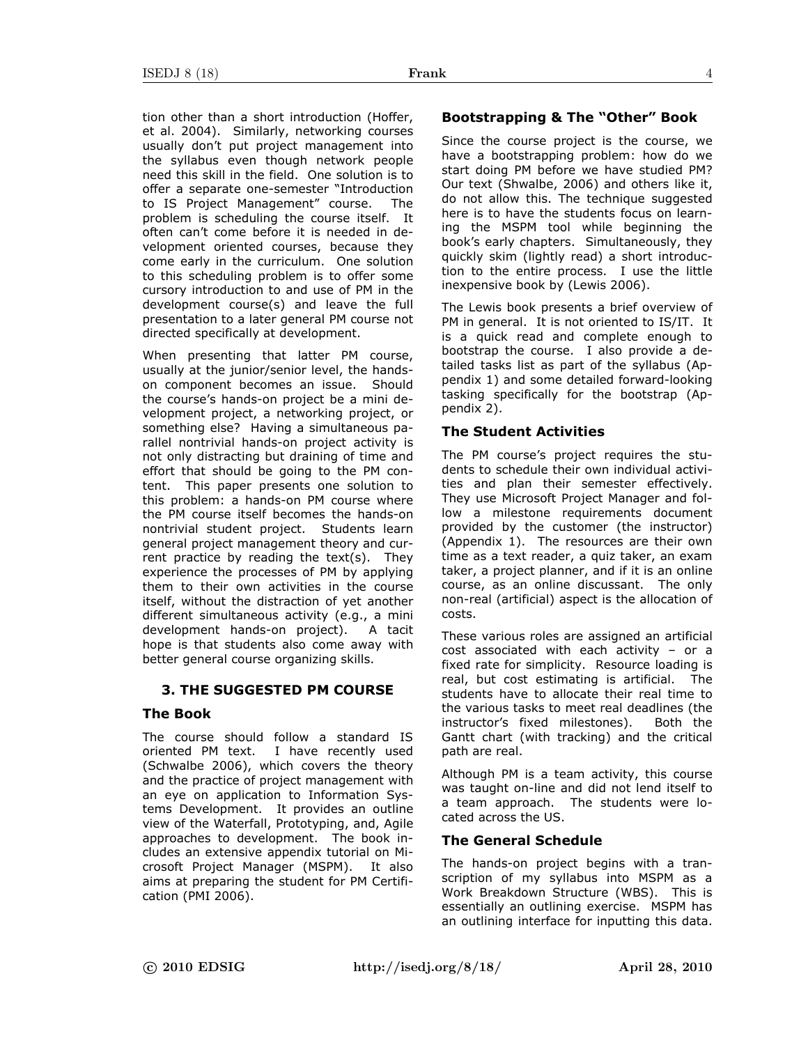tion other than a short introduction (Hoffer, et al. 2004). Similarly, networking courses usually don't put project management into the syllabus even though network people need this skill in the field. One solution is to offer a separate one-semester "Introduction to IS Project Management" course. The problem is scheduling the course itself. It often can't come before it is needed in development oriented courses, because they come early in the curriculum. One solution to this scheduling problem is to offer some cursory introduction to and use of PM in the development course(s) and leave the full presentation to a later general PM course not directed specifically at development.

When presenting that latter PM course, usually at the junior/senior level, the hands-on component becomes an issue. Should the course's hands-on project be a mini development project, a networking project, or something else? Having a simultaneous parallel nontrivial hands-on project activity is not only distracting but draining of time and effort that should be going to the PM content. This paper presents one solution to this problem: a hands-on PM course where the PM course itself becomes the hands-on nontrivial student project. Students learn general project management theory and current practice by reading the text(s). They experience the processes of PM by applying them to their own activities in the course itself, without the distraction of yet another different simultaneous activity (e.g., a mini development hands-on project). A tacit hope is that students also come away with better general course organizing skills.

## 3. THE SUGGESTED PM COURSE

### The Book

The course should follow a standard IS oriented PM text. I have recently used (Schwalbe 2006), which covers the theory and the practice of project management with an eye on application to Information Systems Development. It provides an outline view of the Waterfall, Prototyping, and, Agile approaches to development. The book includes an extensive appendix tutorial on Microsoft Project Manager (MSPM). It also aims at preparing the student for PM Certification (PMI 2006).

### Bootstrapping & The "Other" Book

Since the course project is the course, we have a bootstrapping problem: how do we start doing PM before we have studied PM? Our text (Shwalbe, 2006) and others like it, do not allow this. The technique suggested here is to have the students focus on learning the MSPM tool while beginning the book's early chapters. Simultaneously, they quickly skim (lightly read) a short introduction to the entire process. I use the little inexpensive book by (Lewis 2006).

The Lewis book presents a brief overview of PM in general. It is not oriented to IS/IT. It is a quick read and complete enough to bootstrap the course. I also provide a detailed tasks list as part of the syllabus (Appendix 1) and some detailed forward-looking tasking specifically for the bootstrap (Appendix 2).

### The Student Activities

The PM course's project requires the students to schedule their own individual activities and plan their semester effectively. They use Microsoft Project Manager and follow a milestone requirements document provided by the customer (the instructor) (Appendix 1). The resources are their own time as a text reader, a quiz taker, an exam taker, a project planner, and if it is an online course, as an online discussant. The only non-real (artificial) aspect is the allocation of costs.

These various roles are assigned an artificial cost associated with each activity – or a fixed rate for simplicity. Resource loading is real, but cost estimating is artificial. The students have to allocate their real time to the various tasks to meet real deadlines (the instructor's fixed milestones). Both the Gantt chart (with tracking) and the critical path are real.

Although PM is a team activity, this course was taught on-line and did not lend itself to a team approach. The students were located across the US.

### The General Schedule

The hands-on project begins with a transcription of my syllabus into MSPM as a Work Breakdown Structure (WBS). This is essentially an outlining exercise. MSPM has an outlining interface for inputting this data.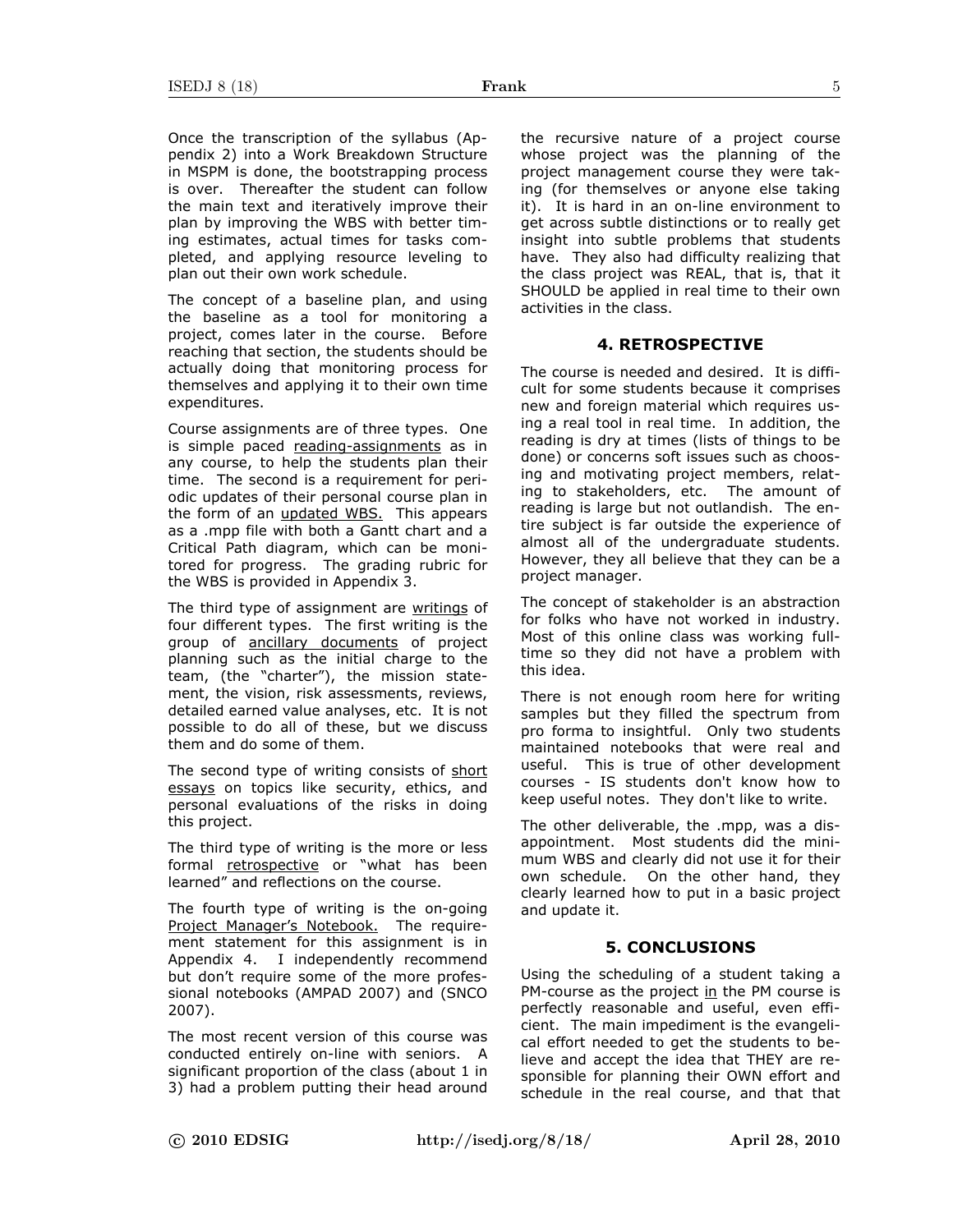Once the transcription of the syllabus (Appendix 2) into a Work Breakdown Structure in MSPM is done, the bootstrapping process is over. Thereafter the student can follow the main text and iteratively improve their plan by improving the WBS with better timing estimates, actual times for tasks completed, and applying resource leveling to plan out their own work schedule.

The concept of a baseline plan, and using the baseline as a tool for monitoring a project, comes later in the course. Before reaching that section, the students should be actually doing that monitoring process for themselves and applying it to their own time expenditures.

Course assignments are of three types. One is simple paced reading-assignments as in any course, to help the students plan their time. The second is a requirement for periodic updates of their personal course plan in the form of an updated WBS. This appears as a .mpp file with both a Gantt chart and a Critical Path diagram, which can be monitored for progress. The grading rubric for the WBS is provided in Appendix 3.

The third type of assignment are writings of four different types. The first writing is the group of ancillary documents of project planning such as the initial charge to the team, (the "charter"), the mission statement, the vision, risk assessments, reviews, detailed earned value analyses, etc. It is not possible to do all of these, but we discuss them and do some of them.

The second type of writing consists of short essays on topics like security, ethics, and personal evaluations of the risks in doing this project.

The third type of writing is the more or less formal retrospective or "what has been learned" and reflections on the course.

The fourth type of writing is the on-going Project Manager's Notebook. The requirement statement for this assignment is in Appendix 4. I independently recommend but don't require some of the more professional notebooks (AMPAD 2007) and (SNCO 2007).

The most recent version of this course was conducted entirely on-line with seniors. A significant proportion of the class (about 1 in 3) had a problem putting their head around the recursive nature of a project course whose project was the planning of the project management course they were taking (for themselves or anyone else taking it). It is hard in an on-line environment to get across subtle distinctions or to really get insight into subtle problems that students have. They also had difficulty realizing that the class project was REAL, that is, that it SHOULD be applied in real time to their own activities in the class.

## 4. RETROSPECTIVE

The course is needed and desired. It is difficult for some students because it comprises new and foreign material which requires using a real tool in real time. In addition, the reading is dry at times (lists of things to be done) or concerns soft issues such as choosing and motivating project members, relating to stakeholders, etc. The amount of reading is large but not outlandish. The entire subject is far outside the experience of almost all of the undergraduate students. However, they all believe that they can be a project manager.

The concept of stakeholder is an abstraction for folks who have not worked in industry. Most of this online class was working full-time so they did not have a problem with this idea.

There is not enough room here for writing samples but they filled the spectrum from pro forma to insightful. Only two students maintained notebooks that were real and useful. This is true of other development courses - IS students don't know how to keep useful notes. They don't like to write.

The other deliverable, the .mpp, was a disappointment. Most students did the minimum WBS and clearly did not use it for their own schedule. On the other hand, they clearly learned how to put in a basic project and update it.

## 5. CONCLUSIONS

Using the scheduling of a student taking a PM-course as the project in the PM course is perfectly reasonable and useful, even efficient. The main impediment is the evangelical effort needed to get the students to believe and accept the idea that THEY are responsible for planning their OWN effort and schedule in the real course, and that that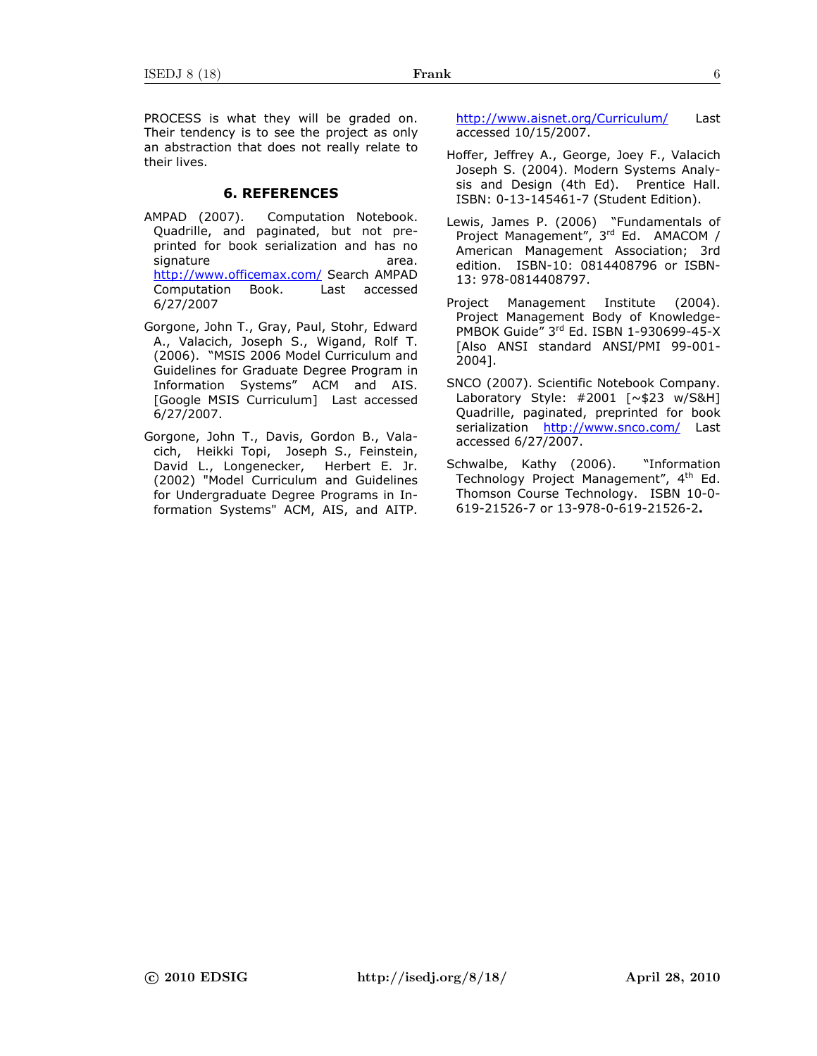PROCESS is what they will be graded on. Their tendency is to see the project as only an abstraction that does not really relate to their lives.

## 6. REFERENCES

AMPAD (2007). Computation Notebook. Quadrille, and paginated, but not pre-printed for book serialization and has no signature area. http://www.officemax.com/ Search AMPAD Computation Book. Last accessed 6/27/2007

Gorgone, John T., Gray, Paul, Stohr, Edward A., Valacich, Joseph S., Wigand, Rolf T. (2006). "MSIS 2006 Model Curriculum and Guidelines for Graduate Degree Program in Information Systems" ACM and AIS. [Google MSIS Curriculum] Last accessed 6/27/2007.

Gorgone, John T., Davis, Gordon B., Valacich, Heikki Topi, Joseph S., Feinstein, David L., Longenecker, Herbert E. Jr. (2002) "Model Curriculum and Guidelines for Undergraduate Degree Programs in Information Systems" ACM, AIS, and AITP. http://www.aisnet.org/Curriculum/ Last accessed 10/15/2007.

Hoffer, Jeffrey A., George, Joey F., Valacich Joseph S. (2004). Modern Systems Analysis and Design (4th Ed). Prentice Hall. ISBN: 0-13-145461-7 (Student Edition).

Lewis, James P. (2006) "Fundamentals of Project Management", 3rd Ed. AMACOM / American Management Association; 3rd edition. ISBN-10: 0814408796 or ISBN-13: 978-0814408797.

Project Management Institute (2004). Project Management Body of Knowledge-PMBOK Guide" 3rd Ed. ISBN 1-930699-45-X [Also ANSI standard ANSI/PMI 99-001-2004].

SNCO (2007). Scientific Notebook Company. Laboratory Style: #2001 [~$23 w/S&H] Quadrille, paginated, preprinted for book serialization http://www.snco.com/ Last accessed 6/27/2007.

Schwalbe, Kathy (2006). "Information Technology Project Management", 4th Ed. Thomson Course Technology. ISBN 10-0-619-21526-7 or 13-978-0-619-21526-2**.**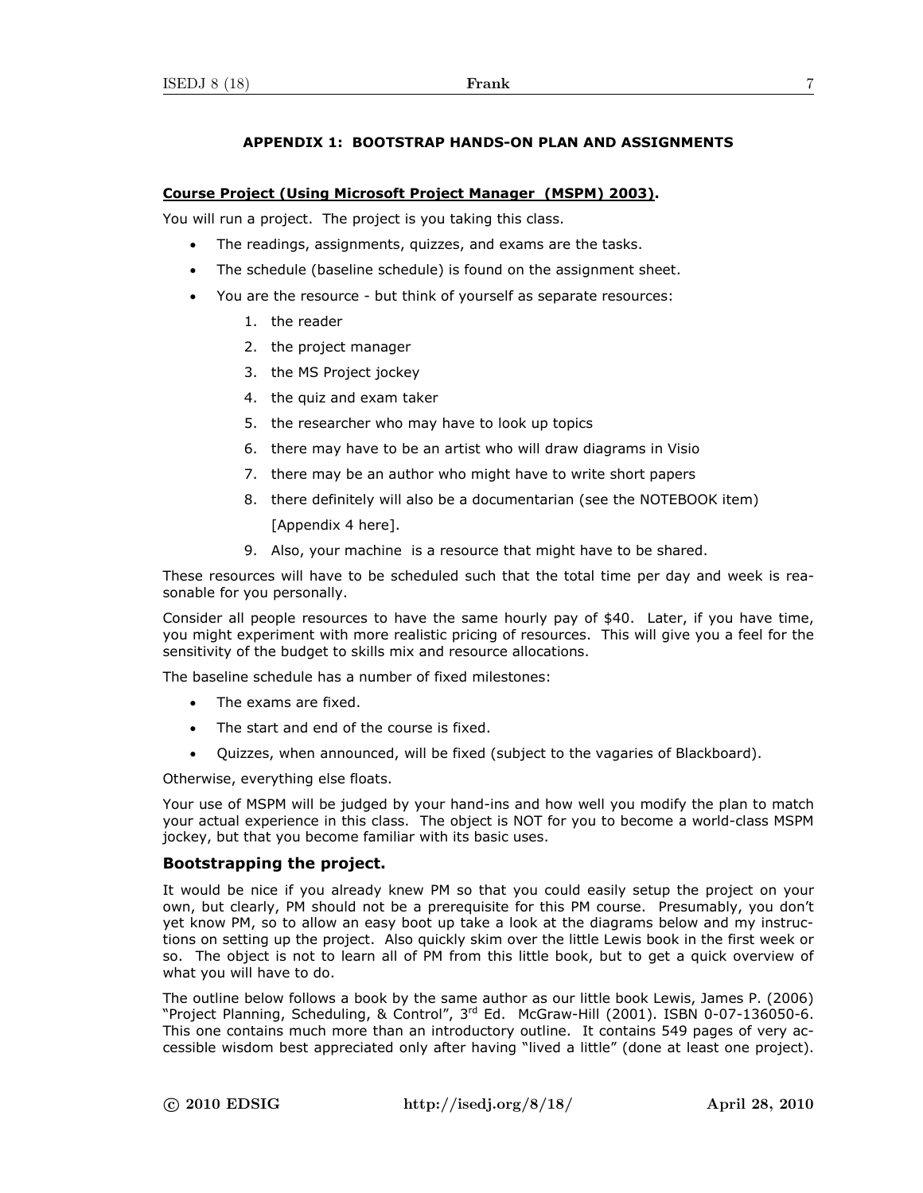## APPENDIX 1: BOOTSTRAP HANDS-ON PLAN AND ASSIGNMENTS

**Course Project (Using Microsoft Project Manager (MSPM) 2003).**

You will run a project. The project is you taking this class.

- The readings, assignments, quizzes, and exams are the tasks.
- The schedule (baseline schedule) is found on the assignment sheet.
- You are the resource - but think of yourself as separate resources:
    1. the reader
    2. the project manager
    3. the MS Project jockey
    4. the quiz and exam taker
    5. the researcher who may have to look up topics
    6. there may have to be an artist who will draw diagrams in Visio
    7. there may be an author who might have to write short papers
    8. there definitely will also be a documentarian (see the NOTEBOOK item) [Appendix 4 here].
    9. Also, your machine is a resource that might have to be shared.

These resources will have to be scheduled such that the total time per day and week is reasonable for you personally.

Consider all people resources to have the same hourly pay of $40. Later, if you have time, you might experiment with more realistic pricing of resources. This will give you a feel for the sensitivity of the budget to skills mix and resource allocations.

The baseline schedule has a number of fixed milestones:

- The exams are fixed.
- The start and end of the course is fixed.
- Quizzes, when announced, will be fixed (subject to the vagaries of Blackboard).

Otherwise, everything else floats.

Your use of MSPM will be judged by your hand-ins and how well you modify the plan to match your actual experience in this class. The object is NOT for you to become a world-class MSPM jockey, but that you become familiar with its basic uses.

### Bootstrapping the project.

It would be nice if you already knew PM so that you could easily setup the project on your own, but clearly, PM should not be a prerequisite for this PM course. Presumably, you don't yet know PM, so to allow an easy boot up take a look at the diagrams below and my instructions on setting up the project. Also quickly skim over the little Lewis book in the first week or so. The object is not to learn all of PM from this little book, but to get a quick overview of what you will have to do.

The outline below follows a book by the same author as our little book Lewis, James P. (2006) "Project Planning, Scheduling, & Control", 3rd Ed. McGraw-Hill (2001). ISBN 0-07-136050-6. This one contains much more than an introductory outline. It contains 549 pages of very accessible wisdom best appreciated only after having "lived a little" (done at least one project).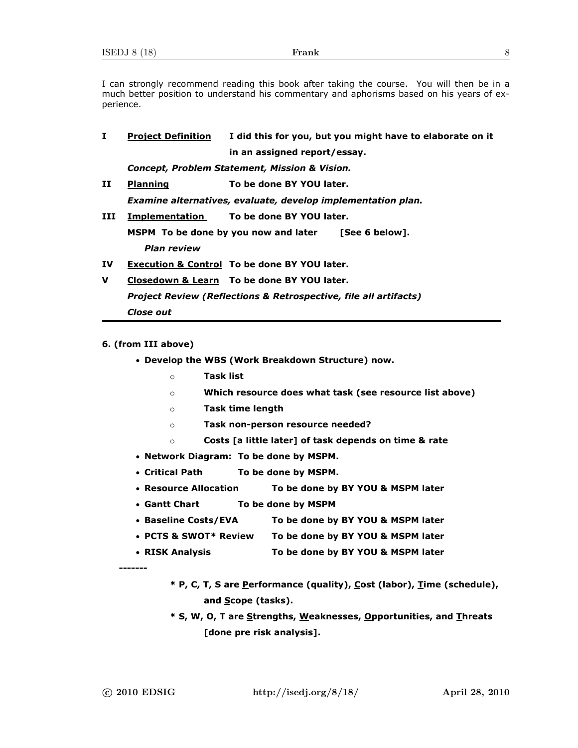I can strongly recommend reading this book after taking the course. You will then be in a much better position to understand his commentary and aphorisms based on his years of experience.

**I** **Project Definition** **I did this for you, but you might have to elaborate on it in an assigned report/essay.**

***Concept, Problem Statement, Mission & Vision.***

**II** **Planning** **To be done BY YOU later.**

***Examine alternatives, evaluate, develop implementation plan.***

**III** **Implementation** **To be done BY YOU later.**

**MSPM To be done by you now and later [See 6 below].**

***Plan review***

**IV** **Execution & Control** **To be done BY YOU later.**

**V** **Closedown & Learn** **To be done BY YOU later.**

***Project Review (Reflections & Retrospective, file all artifacts)***

***Close out***

---

**6. (from III above)**

- **Develop the WBS (Work Breakdown Structure) now.**
  - **Task list**
  - **Which resource does what task (see resource list above)**
  - **Task time length**
  - **Task non-person resource needed?**
  - **Costs [a little later] of task depends on time & rate**
- **Network Diagram: To be done by MSPM.**
- **Critical Path To be done by MSPM.**
- **Resource Allocation To be done by BY YOU & MSPM later**
- **Gantt Chart To be done by MSPM**
- **Baseline Costs/EVA To be done by BY YOU & MSPM later**
- **PCTS & SWOT* Review To be done by BY YOU & MSPM later**
- **RISK Analysis To be done by BY YOU & MSPM later**

-------

**\* P, C, T, S are Performance (quality), Cost (labor), Time (schedule), and Scope (tasks).**

**\* S, W, O, T are Strengths, Weaknesses, Opportunities, and Threats [done pre risk analysis].**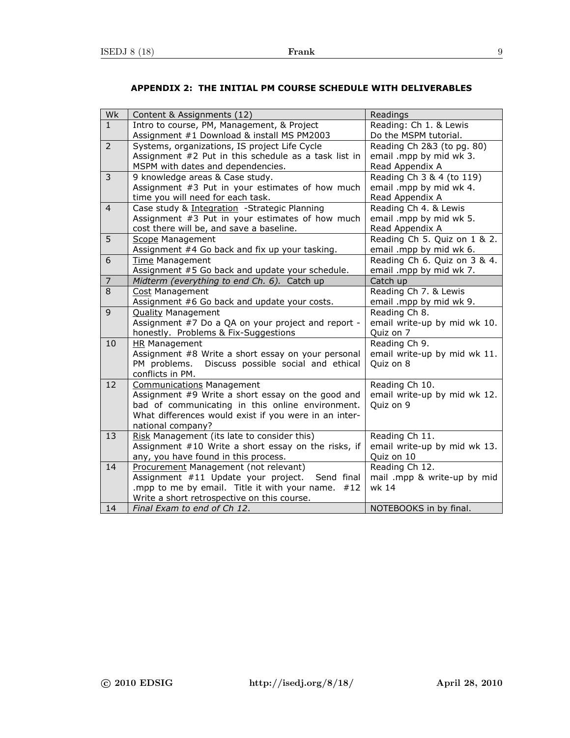## APPENDIX 2: THE INITIAL PM COURSE SCHEDULE WITH DELIVERABLES

| Wk | Content & Assignments (12) | Readings |
|---|---|---|
| 1 | Intro to course, PM, Management, & Project<br>Assignment #1 Download & install MS PM2003 | Reading: Ch 1. & Lewis<br>Do the MSPM tutorial. |
| 2 | Systems, organizations, IS project Life Cycle<br>Assignment #2 Put in this schedule as a task list in MSPM with dates and dependencies. | Reading Ch 2&3 (to pg. 80)<br>email .mpp by mid wk 3.<br>Read Appendix A |
| 3 | 9 knowledge areas & Case study.<br>Assignment #3 Put in your estimates of how much time you will need for each task. | Reading Ch 3 & 4 (to 119)<br>email .mpp by mid wk 4.<br>Read Appendix A |
| 4 | Case study & <u>Integration</u> -Strategic Planning<br>Assignment #3 Put in your estimates of how much cost there will be, and save a baseline. | Reading Ch 4. & Lewis<br>email .mpp by mid wk 5.<br>Read Appendix A |
| 5 | <u>Scope</u> Management<br>Assignment #4 Go back and fix up your tasking. | Reading Ch 5. Quiz on 1 & 2.<br>email .mpp by mid wk 6. |
| 6 | <u>Time</u> Management<br>Assignment #5 Go back and update your schedule. | Reading Ch 6. Quiz on 3 & 4.<br>email .mpp by mid wk 7. |
| 7 | *Midterm (everything to end Ch. 6).* Catch up | Catch up |
| 8 | <u>Cost</u> Management<br>Assignment #6 Go back and update your costs. | Reading Ch 7. & Lewis<br>email .mpp by mid wk 9. |
| 9 | <u>Quality</u> Management<br>Assignment #7 Do a QA on your project and report - honestly. Problems & Fix-Suggestions | Reading Ch 8.<br>email write-up by mid wk 10.<br>Quiz on 7 |
| 10 | <u>HR</u> Management<br>Assignment #8 Write a short essay on your personal PM problems. Discuss possible social and ethical conflicts in PM. | Reading Ch 9.<br>email write-up by mid wk 11.<br>Quiz on 8 |
| 12 | <u>Communications</u> Management<br>Assignment #9 Write a short essay on the good and bad of communicating in this online environment. What differences would exist if you were in an international company? | Reading Ch 10.<br>email write-up by mid wk 12.<br>Quiz on 9 |
| 13 | <u>Risk</u> Management (its late to consider this)<br>Assignment #10 Write a short essay on the risks, if any, you have found in this process. | Reading Ch 11.<br>email write-up by mid wk 13.<br>Quiz on 10 |
| 14 | <u>Procurement</u> Management (not relevant)<br>Assignment #11 Update your project. Send final .mpp to me by email. Title it with your name. #12 Write a short retrospective on this course. | Reading Ch 12.<br>mail .mpp & write-up by mid wk 14 |
| 14 | *Final Exam to end of Ch 12.* | NOTEBOOKS in by final. |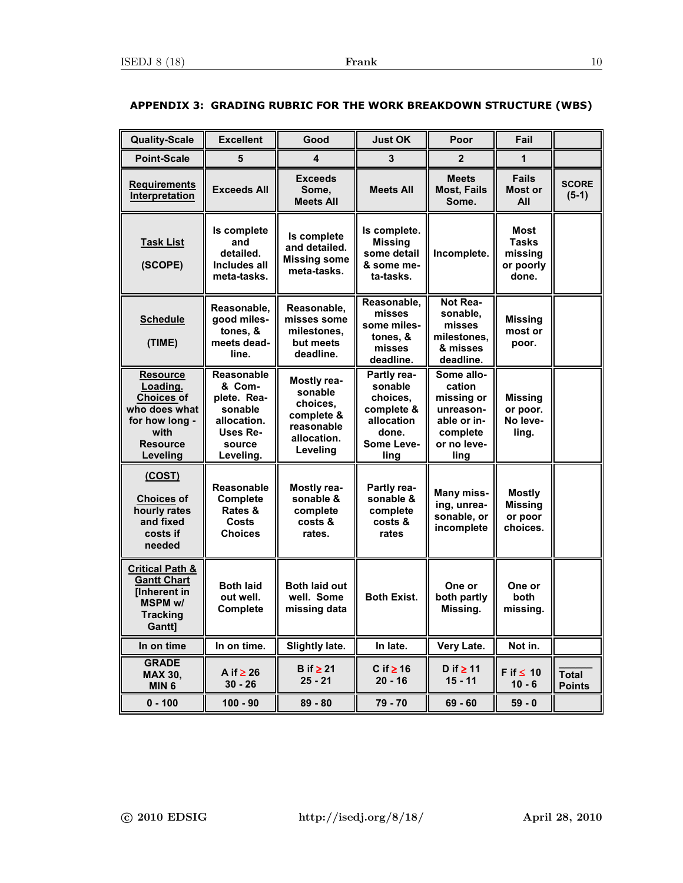## APPENDIX 3: GRADING RUBRIC FOR THE WORK BREAKDOWN STRUCTURE (WBS)

| Quality-Scale | Excellent | Good | Just OK | Poor | Fail | |
|---|---|---|---|---|---|---|
| Point-Scale | 5 | 4 | 3 | 2 | 1 | |
| Requirements Interpretation | Exceeds All | Exceeds Some, Meets All | Meets All | Meets Most, Fails Some. | Fails Most or All | SCORE (5-1) |
| Task List (SCOPE) | Is complete and detailed. Includes all meta-tasks. | Is complete and detailed. Missing some meta-tasks. | Is complete. Missing some detail & some meta-tasks. | Incomplete. | Most Tasks missing or poorly done. | |
| Schedule (TIME) | Reasonable, good milestones, & meets deadline. | Reasonable, misses some milestones, but meets deadline. | Reasonable, misses some milestones, & misses deadline. | Not Reasonable, misses milestones, & misses deadline. | Missing most or poor. | |
| Resource Loading. Choices of who does what for how long - with Resource Leveling | Reasonable & Complete. Reasonable allocation. Uses Resource Leveling. | Mostly reasonable choices, complete & reasonable allocation. Leveling | Partly reasonable choices, complete & allocation done. Some Leveling | Some allocation missing or unreasonable or incomplete or no leveling | Missing or poor. No leveling. | |
| (COST) Choices of hourly rates and fixed costs if needed | Reasonable Complete Rates & Costs Choices | Mostly reasonable & complete costs & rates. | Partly reasonable & complete costs & rates | Many missing, unreasonable, or incomplete | Mostly Missing or poor choices. | |
| Critical Path & Gantt Chart [Inherent in MSPM w/ Tracking Gantt] | Both laid out well. Complete | Both laid out well. Some missing data | Both Exist. | One or both partly Missing. | One or both missing. | |
| In on time | In on time. | Slightly late. | In late. | Very Late. | Not in. | |
| GRADE MAX 30, MIN 6 | A if ≥ 26 30 - 26 | B if ≥ 21 25 - 21 | C if ≥ 16 20 - 16 | D if ≥ 11 15 - 11 | F if ≤ 10 10 - 6 | Total Points |
| 0 - 100 | 100 - 90 | 89 - 80 | 79 - 70 | 69 - 60 | 59 - 0 | |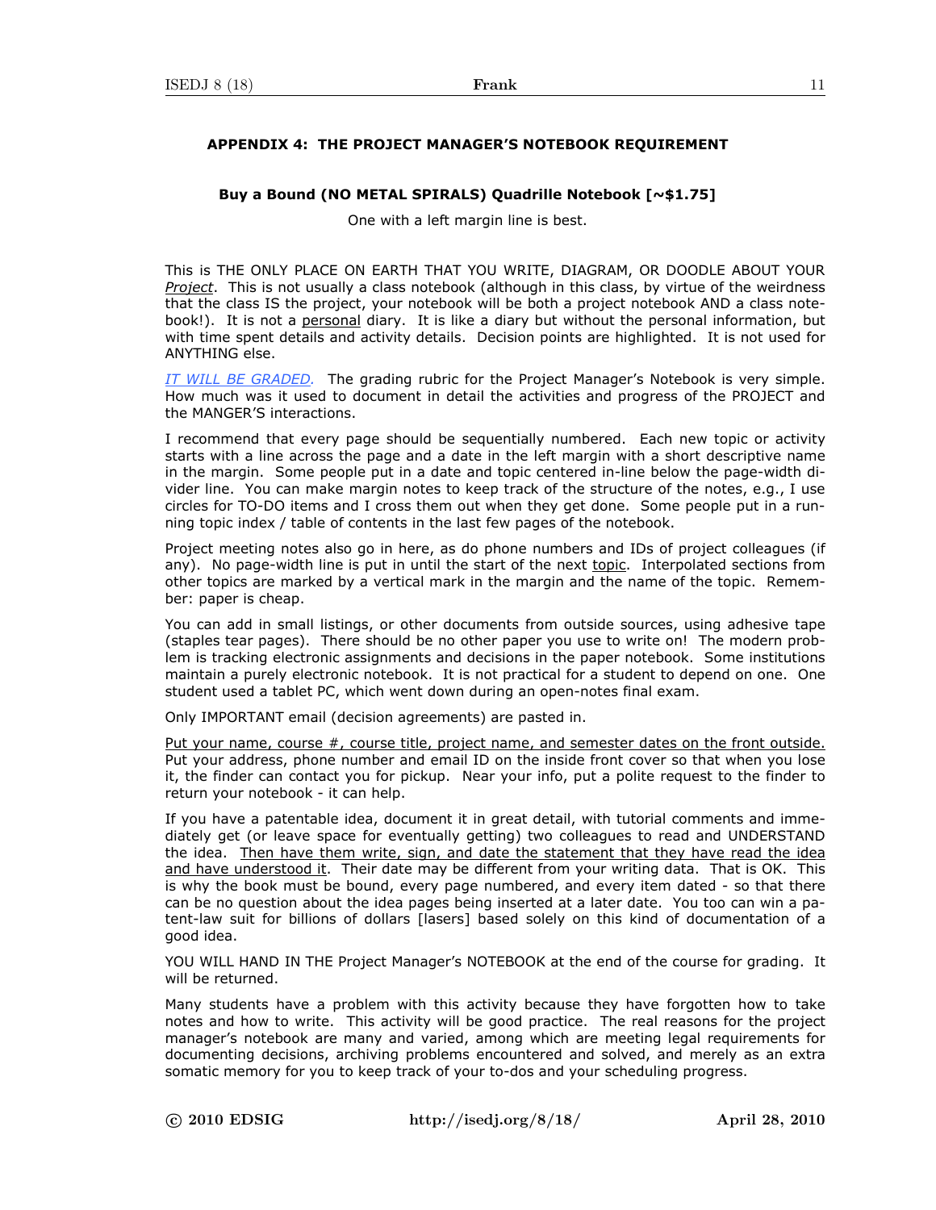## APPENDIX 4: THE PROJECT MANAGER'S NOTEBOOK REQUIREMENT

**Buy a Bound (NO METAL SPIRALS) Quadrille Notebook [~$1.75]**

One with a left margin line is best.

This is THE ONLY PLACE ON EARTH THAT YOU WRITE, DIAGRAM, OR DOODLE ABOUT YOUR *Project*. This is not usually a class notebook (although in this class, by virtue of the weirdness that the class IS the project, your notebook will be both a project notebook AND a class notebook!). It is not a personal diary. It is like a diary but without the personal information, but with time spent details and activity details. Decision points are highlighted. It is not used for ANYTHING else.

*IT WILL BE GRADED.* The grading rubric for the Project Manager's Notebook is very simple. How much was it used to document in detail the activities and progress of the PROJECT and the MANGER'S interactions.

I recommend that every page should be sequentially numbered. Each new topic or activity starts with a line across the page and a date in the left margin with a short descriptive name in the margin. Some people put in a date and topic centered in-line below the page-width divider line. You can make margin notes to keep track of the structure of the notes, e.g., I use circles for TO-DO items and I cross them out when they get done. Some people put in a running topic index / table of contents in the last few pages of the notebook.

Project meeting notes also go in here, as do phone numbers and IDs of project colleagues (if any). No page-width line is put in until the start of the next topic. Interpolated sections from other topics are marked by a vertical mark in the margin and the name of the topic. Remember: paper is cheap.

You can add in small listings, or other documents from outside sources, using adhesive tape (staples tear pages). There should be no other paper you use to write on! The modern problem is tracking electronic assignments and decisions in the paper notebook. Some institutions maintain a purely electronic notebook. It is not practical for a student to depend on one. One student used a tablet PC, which went down during an open-notes final exam.

Only IMPORTANT email (decision agreements) are pasted in.

Put your name, course #, course title, project name, and semester dates on the front outside. Put your address, phone number and email ID on the inside front cover so that when you lose it, the finder can contact you for pickup. Near your info, put a polite request to the finder to return your notebook - it can help.

If you have a patentable idea, document it in great detail, with tutorial comments and immediately get (or leave space for eventually getting) two colleagues to read and UNDERSTAND the idea. Then have them write, sign, and date the statement that they have read the idea and have understood it. Their date may be different from your writing data. That is OK. This is why the book must be bound, every page numbered, and every item dated - so that there can be no question about the idea pages being inserted at a later date. You too can win a patent-law suit for billions of dollars [lasers] based solely on this kind of documentation of a good idea.

YOU WILL HAND IN THE Project Manager's NOTEBOOK at the end of the course for grading. It will be returned.

Many students have a problem with this activity because they have forgotten how to take notes and how to write. This activity will be good practice. The real reasons for the project manager's notebook are many and varied, among which are meeting legal requirements for documenting decisions, archiving problems encountered and solved, and merely as an extra somatic memory for you to keep track of your to-dos and your scheduling progress.